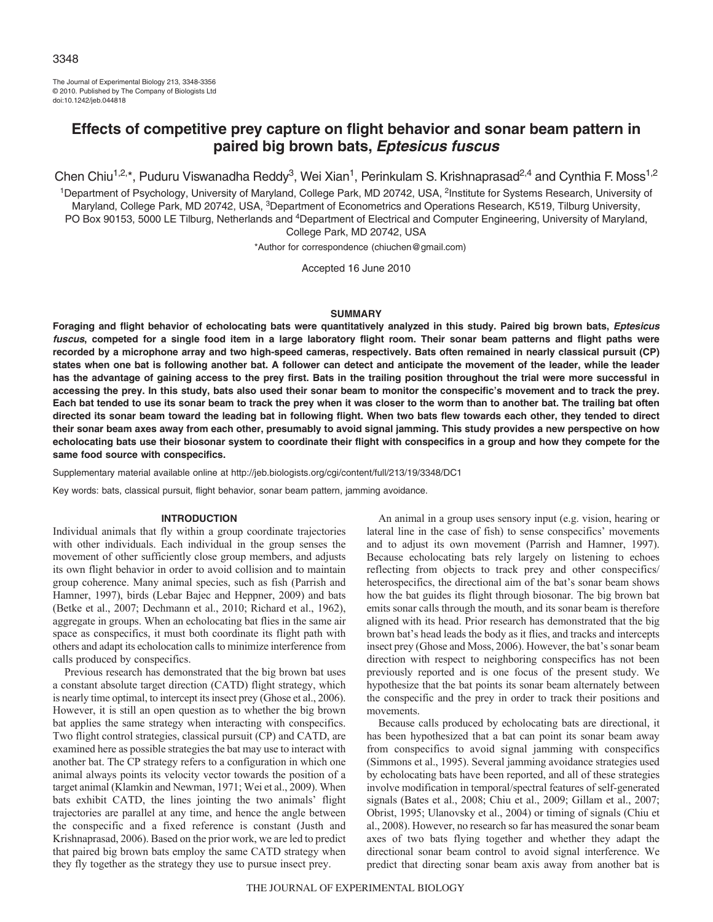# Effects of competitive prey capture on flight behavior and sonar beam pattern in paired big brown bats, *Eptesicus fuscus*

Chen Chiu[1,2,*], Puduru Viswanadha Reddy[3], Wei Xian[1], Perinkulam S. Krishnaprasad[2,4] and Cynthia F. Moss[1,2]

[1]Department of Psychology, University of Maryland, College Park, MD 20742, USA, [2]Institute for Systems Research, University of Maryland, College Park, MD 20742, USA, [3]Department of Econometrics and Operations Research, K519, Tilburg University, PO Box 90153, 5000 LE Tilburg, Netherlands and [4]Department of Electrical and Computer Engineering, University of Maryland, College Park, MD 20742, USA

*Author for correspondence (chiuchen@gmail.com)

Accepted 16 June 2010

## SUMMARY

**Foraging and flight behavior of echolocating bats were quantitatively analyzed in this study. Paired big brown bats, *Eptesicus fuscus*, competed for a single food item in a large laboratory flight room. Their sonar beam patterns and flight paths were recorded by a microphone array and two high-speed cameras, respectively. Bats often remained in nearly classical pursuit (CP) states when one bat is following another bat. A follower can detect and anticipate the movement of the leader, while the leader has the advantage of gaining access to the prey first. Bats in the trailing position throughout the trial were more successful in accessing the prey. In this study, bats also used their sonar beam to monitor the conspecific's movement and to track the prey. Each bat tended to use its sonar beam to track the prey when it was closer to the worm than to another bat. The trailing bat often directed its sonar beam toward the leading bat in following flight. When two bats flew towards each other, they tended to direct their sonar beam axes away from each other, presumably to avoid sonar jamming. This study provides a new perspective on how echolocating bats use their biosonar system to coordinate their flight with conspecifics in a group and how they compete for the same food source with conspecifics.**

Supplementary material available online at http://jeb.biologists.org/cgi/content/full/213/19/3348/DC1

Key words: bats, classical pursuit, flight behavior, sonar beam pattern, jamming avoidance.

## INTRODUCTION

Individual animals that fly within a group coordinate trajectories with other individuals. Each individual in the group senses the movement of other sufficiently close group members, and adjusts its own flight behavior in order to avoid collision and to maintain group coherence. Many animal species, such as fish (Parrish and Hamner, 1997), birds (Lebar Bajec and Heppner, 2009) and bats (Betke et al., 2007; Dechmann et al., 2010; Richard et al., 1962), aggregate in groups. When an echolocating bat flies in the same air space as conspecifics, it must both coordinate its flight path with others and adapt its echolocation calls to minimize interference from calls produced by conspecifics.

Previous research has demonstrated that the big brown bat uses a constant absolute target direction (CATD) flight strategy, which is nearly time optimal, to intercept its insect prey (Ghose et al., 2006). However, it is still an open question as to whether the big brown bat applies the same strategy when interacting with conspecifics. Two flight control strategies, classical pursuit (CP) and CATD, are examined here as possible strategies the bat may use to interact with another bat. The CP strategy refers to a configuration in which one animal always points its velocity vector towards the position of a target animal (Klamkin and Newman, 1971; Wei et al., 2009). When bats exhibit CATD, the lines jointing the two animals' flight trajectories are parallel at any time, and hence the angle between the conspecific and a fixed reference is constant (Justh and Krishnaprasad, 2006). Based on the prior work, we are led to predict that paired big brown bats employ the same CATD strategy when they fly together as the strategy they use to pursue insect prey.

An animal in a group uses sensory input (e.g. vision, hearing or lateral line in the case of fish) to sense conspecifics' movements and to adjust its own movement (Parrish and Hamner, 1997). Because echolocating bats rely largely on listening to echoes reflecting from objects to track prey and other conspecifics/heterospecifics, the directional aim of the bat's sonar beam shows how the bat guides its flight through biosonar. The big brown bat emits sonar calls through the mouth, and its sonar beam is therefore aligned with its head. Prior research has demonstrated that the big brown bat's head leads the body as it flies, and tracks and intercepts insect prey (Ghose and Moss, 2006). However, the bat's sonar beam direction with respect to neighboring conspecifics has not been previously reported and is one focus of the present study. We hypothesize that the bat points its sonar beam alternately between the conspecific and the prey in order to track their positions and movements.

Because calls produced by echolocating bats are directional, it has been hypothesized that a bat can point its sonar beam away from conspecifics to avoid signal jamming with conspecifics (Simmons et al., 1995). Several jamming avoidance strategies used by echolocating bats have been reported, and all of these strategies involve modification in temporal/spectral features of self-generated signals (Bates et al., 2008; Chiu et al., 2009; Gillam et al., 2007; Obrist, 1995; Ulanovsky et al., 2004) or timing of signals (Chiu et al., 2008). However, no research so far has measured the sonar beam axes of two bats flying together and whether they adapt the directional sonar beam control to avoid signal interference. We predict that directing sonar beam axis away from another bat is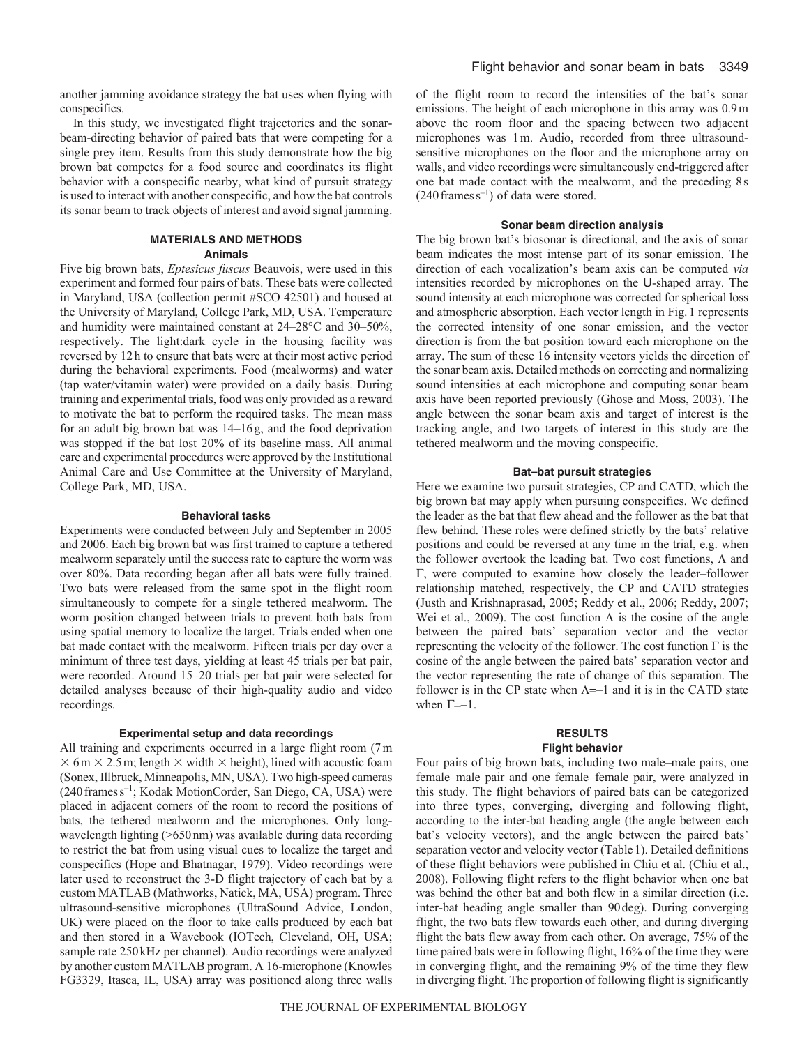another jamming avoidance strategy the bat uses when flying with conspecifics.

In this study, we investigated flight trajectories and the sonar-beam-directing behavior of paired bats that were competing for a single prey item. Results from this study demonstrate how the big brown bat competes for a food source and coordinates its flight behavior with a conspecific nearby, what kind of pursuit strategy is used to interact with another conspecific, and how the bat controls its sonar beam to track objects of interest and avoid signal jamming.

## MATERIALS AND METHODS

### Animals

Five big brown bats, *Eptesicus fuscus* Beauvois, were used in this experiment and formed four pairs of bats. These bats were collected in Maryland, USA (collection permit #SCO 42501) and housed at the University of Maryland, College Park, MD, USA. Temperature and humidity were maintained constant at 24–28°C and 30–50%, respectively. The light:dark cycle in the housing facility was reversed by 12 h to ensure that bats were at their most active period during the behavioral experiments. Food (mealworms) and water (tap water/vitamin water) were provided on a daily basis. During training and experimental trials, food was only provided as a reward to motivate the bat to perform the required tasks. The mean mass for an adult big brown bat was 14–16 g, and the food deprivation was stopped if the bat lost 20% of its baseline mass. All animal care and experimental procedures were approved by the Institutional Animal Care and Use Committee at the University of Maryland, College Park, MD, USA.

### Behavioral tasks

Experiments were conducted between July and September in 2005 and 2006. Each big brown bat was first trained to capture a tethered mealworm separately until the success rate to capture the worm was over 80%. Data recording began after all bats were fully trained. Two bats were released from the same spot in the flight room simultaneously to compete for a single tethered mealworm. The worm position changed between trials to prevent both bats from using spatial memory to localize the target. Trials ended when one bat made contact with the mealworm. Fifteen trials per day over a minimum of three test days, yielding at least 45 trials per bat pair, were recorded. Around 15–20 trials per bat pair were selected for detailed analyses because of their high-quality audio and video recordings.

### Experimental setup and data recordings

All training and experiments occurred in a large flight room (7 m × 6 m × 2.5 m; length × width × height), lined with acoustic foam (Sonex, Illbruck, Minneapolis, MN, USA). Two high-speed cameras (240 frames $s^{-1}$; Kodak MotionCorder, San Diego, CA, USA) were placed in adjacent corners of the room to record the positions of bats, the tethered mealworm and the microphones. Only long-wavelength lighting (>650 nm) was available during data recording to restrict the bat from using visual cues to localize the target and conspecifics (Hope and Bhatnagar, 1979). Video recordings were later used to reconstruct the 3-D flight trajectory of each bat by a custom MATLAB (Mathworks, Natick, MA, USA) program. Three ultrasound-sensitive microphones (UltraSound Advice, London, UK) were placed on the floor to take calls produced by each bat and then stored in a Wavebook (IOTech, Cleveland, OH, USA; sample rate 250 kHz per channel). Audio recordings were analyzed by another custom MATLAB program. A 16-microphone (Knowles FG3329, Itasca, IL, USA) array was positioned along three walls of the flight room to record the intensities of the bat's sonar emissions. The height of each microphone in this array was 0.9 m above the room floor and the spacing between two adjacent microphones was 1 m. Audio, recorded from three ultrasound-sensitive microphones on the floor and the microphone array on walls, and video recordings were simultaneously end-triggered after one bat made contact with the mealworm, and the preceding 8 s (240 frames $s^{-1}$) of data were stored.

### Sonar beam direction analysis

The big brown bat's biosonar is directional, and the axis of sonar beam indicates the most intense part of its sonar emission. The direction of each vocalization's beam axis can be computed *via* intensities recorded by microphones on the U-shaped array. The sound intensity at each microphone was corrected for spherical loss and atmospheric absorption. Each vector length in Fig. 1 represents the corrected intensity of one sonar emission, and the vector direction is from the bat position toward each microphone on the array. The sum of these 16 intensity vectors yields the direction of the sonar beam axis. Detailed methods on correcting and normalizing sound intensities at each microphone and computing sonar beam axis have been reported previously (Ghose and Moss, 2003). The angle between the sonar beam axis and target of interest is the tracking angle, and two targets of interest in this study are the tethered mealworm and the moving conspecific.

### Bat–bat pursuit strategies

Here we examine two pursuit strategies, CP and CATD, which the big brown bat may apply when pursuing conspecifics. We defined the leader as the bat that flew ahead and the follower as the bat that flew behind. These roles were defined strictly by the bats' relative positions and could be reversed at any time in the trial, e.g. when the follower overtook the leading bat. Two cost functions, $\Lambda$ and $\Gamma$, were computed to examine how closely the leader–follower relationship matched, respectively, the CP and CATD strategies (Justh and Krishnaprasad, 2005; Reddy et al., 2006; Reddy, 2007; Wei et al., 2009). The cost function $\Lambda$ is the cosine of the angle between the paired bats' separation vector and the vector representing the velocity of the follower. The cost function $\Gamma$ is the cosine of the angle between the paired bats' separation vector and the vector representing the rate of change of this separation. The follower is in the CP state when $\Lambda=-1$ and it is in the CATD state when $\Gamma=-1$.

## RESULTS

### Flight behavior

Four pairs of big brown bats, including two male–male pairs, one female–male pair and one female–female pair, were analyzed in this study. The flight behaviors of paired bats can be categorized into three types, converging, diverging and following flight, according to the inter-bat heading angle (the angle between each bat's velocity vectors), and the angle between the paired bats' separation vector and velocity vector (Table 1). Detailed definitions of these flight behaviors were published in Chiu et al. (Chiu et al., 2008). Following flight refers to the flight behavior when one bat was behind the other bat and both flew in a similar direction (i.e. inter-bat heading angle smaller than 90 deg). During converging flight, the two bats flew towards each other, and during diverging flight the bats flew away from each other. On average, 75% of the time paired bats were in following flight, 16% of the time they were in converging flight, and the remaining 9% of the time they flew in diverging flight. The proportion of following flight is significantly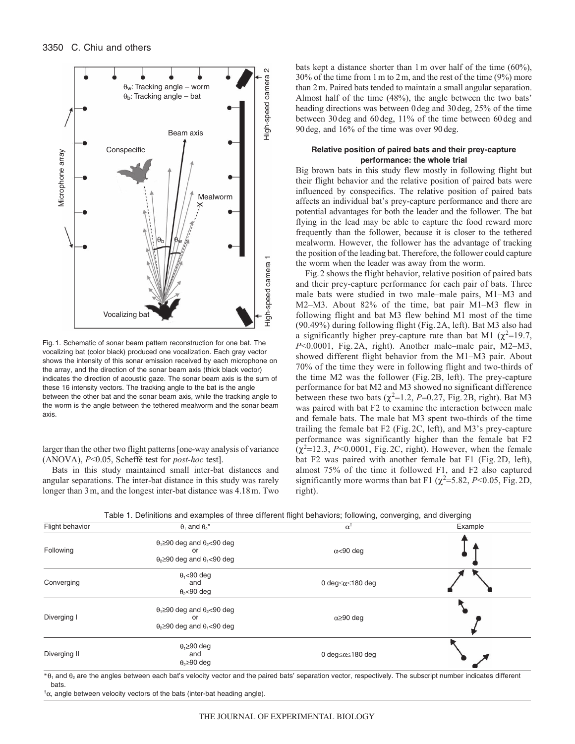Fig. 1. Schematic of sonar beam pattern reconstruction for one bat. The vocalizing bat (color black) produced one vocalization. Each gray vector shows the intensity of this sonar emission received by each microphone on the array, and the direction of the sonar beam axis (thick black vector) indicates the direction of acoustic gaze. The sonar beam axis is the sum of these 16 intensity vectors. The tracking angle to the bat is the angle between the other bat and the sonar beam axis, while the tracking angle to the worm is the angle between the tethered mealworm and the sonar beam axis.

larger than the other two flight patterns [one-way analysis of variance (ANOVA), $P<0.05$, Scheffé test for *post-hoc* test].

Bats in this study maintained small inter-bat distances and angular separations. The inter-bat distance in this study was rarely longer than 3 m, and the longest inter-bat distance was 4.18 m. Two bats kept a distance shorter than 1 m over half of the time (60%), 30% of the time from 1 m to 2 m, and the rest of the time (9%) more than 2 m. Paired bats tended to maintain a small angular separation. Almost half of the time (48%), the angle between the two bats' heading directions was between 0 deg and 30 deg, 25% of the time between 30 deg and 60 deg, 11% of the time between 60 deg and 90 deg, and 16% of the time was over 90 deg.

### Relative position of paired bats and their prey-capture performance: the whole trial

Big brown bats in this study flew mostly in following flight but their flight behavior and the relative position of paired bats were influenced by conspecifics. The relative position of paired bats affects an individual bat's prey-capture performance and there are potential advantages for both the leader and the follower. The bat flying in the lead may be able to capture the food reward more frequently than the follower, because it is closer to the tethered mealworm. However, the follower has the advantage of tracking the position of the leading bat. Therefore, the follower could capture the worm when the leader was away from the worm.

Fig. 2 shows the flight behavior, relative position of paired bats and their prey-capture performance for each pair of bats. Three male bats were studied in two male–male pairs, M1–M3 and M2–M3. About 82% of the time, bat pair M1–M3 flew in following flight and bat M3 flew behind M1 most of the time (90.49%) during following flight (Fig. 2A, left). Bat M3 also had a significantly higher prey-capture rate than bat M1 ($\chi^2$=19.7, $P<0.0001$, Fig. 2A, right). Another male–male pair, M2–M3, showed different flight behavior from the M1–M3 pair. About 70% of the time they were in following flight and two-thirds of the time M2 was the follower (Fig. 2B, left). The prey-capture performance for bat M2 and M3 showed no significant difference between these two bats ($\chi^2$=1.2, $P$=0.27, Fig. 2B, right). Bat M3 was paired with bat F2 to examine the interaction between male and female bats. The male bat M3 spent two-thirds of the time trailing the female bat F2 (Fig. 2C, left), and M3's prey-capture performance was significantly higher than the female bat F2 ($\chi^2$=12.3, $P<0.0001$, Fig. 2C, right). However, when the female bat F2 was paired with another female bat F1 (Fig. 2D, left), almost 75% of the time it followed F1, and F2 also captured significantly more worms than bat F1 ($\chi^2$=5.82, $P<0.05$, Fig. 2D, right).

Table 1. Definitions and examples of three different flight behaviors; following, converging, and diverging

| Flight behavior | $\theta_1$ and $\theta_2$* | $\alpha$† | Example |
|---|---|---|---|
| Following | $\theta_1\geq90$ deg and $\theta_2<90$ deg or $\theta_2\geq90$ deg and $\theta_1<90$ deg | $\alpha<90$ deg | |
| Converging | $\theta_1<90$ deg and $\theta_2<90$ deg | 0 deg$\leq\alpha\leq$180 deg | |
| Diverging I | $\theta_1\geq90$ deg and $\theta_2<90$ deg or $\theta_2\geq90$ deg and $\theta_1<90$ deg | $\alpha\geq90$ deg | |
| Diverging II | $\theta_1\geq90$ deg and $\theta_2\geq90$ deg | 0 deg$\leq\alpha\leq$180 deg | |

*$\theta_1$ and $\theta_2$ are the angles between each bat's velocity vector and the paired bats' separation vector, respectively. The subscript number indicates different bats.

†$\alpha$, angle between velocity vectors of the bats (inter-bat heading angle).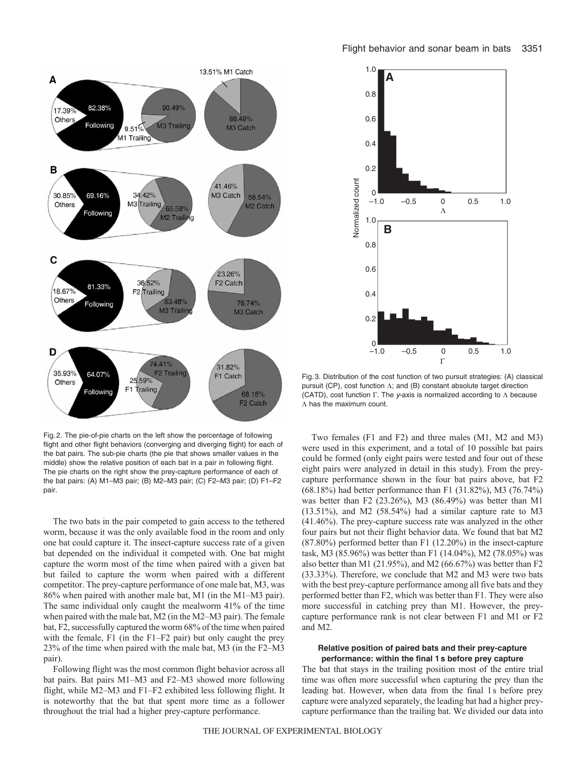Fig. 2. The pie-of-pie charts on the left show the percentage of following flight and other flight behaviors (converging and diverging flight) for each of the bat pairs. The sub-pie charts (the pie that shows smaller values in the middle) show the relative position of each bat in a pair in following flight. The pie charts on the right show the prey-capture performance of each of the bat pairs: (A) M1–M3 pair; (B) M2–M3 pair; (C) F2–M3 pair; (D) F1–F2 pair.

The two bats in the pair competed to gain access to the tethered worm, because it was the only available food in the room and only one bat could capture it. The insect-capture success rate of a given bat depended on the individual it competed with. One bat might capture the worm most of the time when paired with a given bat but failed to capture the worm when paired with a different competitor. The prey-capture performance of one male bat, M3, was 86% when paired with another male bat, M1 (in the M1–M3 pair). The same individual only caught the mealworm 41% of the time when paired with the male bat, M2 (in the M2–M3 pair). The female bat, F2, successfully captured the worm 68% of the time when paired with the female, F1 (in the F1–F2 pair) but only caught the prey 23% of the time when paired with the male bat, M3 (in the F2–M3 pair).

Following flight was the most common flight behavior across all bat pairs. Bat pairs M1–M3 and F2–M3 showed more following flight, while M2–M3 and F1–F2 exhibited less following flight. It is noteworthy that the bat that spent more time as a follower throughout the trial had a higher prey-capture performance.

Fig. 3. Distribution of the cost function of two pursuit strategies: (A) classical pursuit (CP), cost function $\Lambda$; and (B) constant absolute target direction (CATD), cost function $\Gamma$. The *y*-axis is normalized according to $\Lambda$ because $\Lambda$ has the maximum count.

Two females (F1 and F2) and three males (M1, M2 and M3) were used in this experiment, and a total of 10 possible bat pairs could be formed (only eight pairs were tested and four out of these eight pairs were analyzed in detail in this study). From the prey-capture performance shown in the four bat pairs above, bat F2 (68.18%) had better performance than F1 (31.82%), M3 (76.74%) was better than F2 (23.26%), M3 (86.49%) was better than M1 (13.51%), and M2 (58.54%) had a similar capture rate to M3 (41.46%). The prey-capture success rate was analyzed in the other four pairs but not their flight behavior data. We found that bat M2 (87.80%) performed better than F1 (12.20%) in the insect-capture task, M3 (85.96%) was better than F1 (14.04%), M2 (78.05%) was also better than M1 (21.95%), and M2 (66.67%) was better than F2 (33.33%). Therefore, we conclude that M2 and M3 were two bats with the best prey-capture performance among all five bats and they performed better than F2, which was better than F1. They were also more successful in catching prey than M1. However, the prey-capture performance rank is not clear between F1 and M1 or F2 and M2.

### Relative position of paired bats and their prey-capture performance: within the final 1 s before prey capture

The bat that stays in the trailing position most of the entire trial time was often more successful when capturing the prey than the leading bat. However, when data from the final 1 s before prey capture were analyzed separately, the leading bat had a higher prey-capture performance than the trailing bat. We divided our data into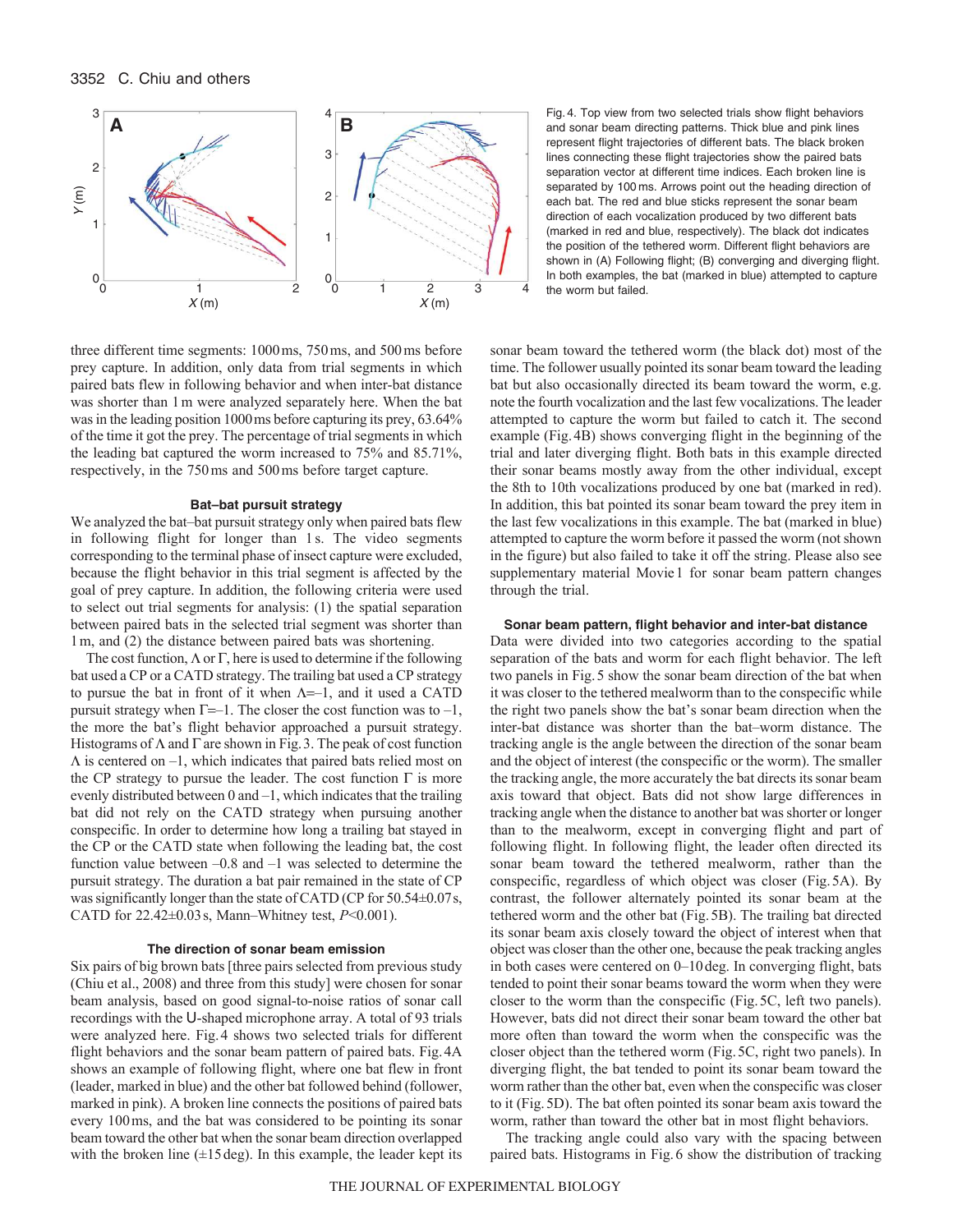Fig. 4. Top view from two selected trials show flight behaviors and sonar beam directing patterns. Thick blue and pink lines represent flight trajectories of different bats. The black broken lines connecting these flight trajectories show the paired bats separation vector at different time indices. Each broken line is separated by 100 ms. Arrows point out the heading direction of each bat. The red and blue sticks represent the sonar beam direction of each vocalization produced by two different bats (marked in red and blue, respectively). The black dot indicates the position of the tethered worm. Different flight behaviors are shown in (A) Following flight; (B) converging and diverging flight. In both examples, the bat (marked in blue) attempted to capture the worm but failed.

three different time segments: 1000 ms, 750 ms, and 500 ms before prey capture. In addition, only data from trial segments in which paired bats flew in following behavior and when inter-bat distance was shorter than 1 m were analyzed separately here. When the bat was in the leading position 1000 ms before capturing its prey, 63.64% of the time it got the prey. The percentage of trial segments in which the leading bat captured the worm increased to 75% and 85.71%, respectively, in the 750 ms and 500 ms before target capture.

### Bat–bat pursuit strategy

We analyzed the bat–bat pursuit strategy only when paired bats flew in following flight for longer than 1 s. The video segments corresponding to the terminal phase of insect capture were excluded, because the flight behavior in this trial segment is affected by the goal of prey capture. In addition, the following criteria were used to select out trial segments for analysis: (1) the spatial separation between paired bats in the selected trial segment was shorter than 1 m, and (2) the distance between paired bats was shortening.

The cost function, $\Lambda$ or $\Gamma$, here is used to determine if the following bat used a CP or a CATD strategy. The trailing bat used a CP strategy to pursue the bat in front of it when $\Lambda=-1$, and it used a CATD pursuit strategy when $\Gamma=-1$. The closer the cost function was to $-1$, the more the bat's flight behavior approached a pursuit strategy. Histograms of $\Lambda$ and $\Gamma$ are shown in Fig. 3. The peak of cost function $\Lambda$ is centered on $-1$, which indicates that paired bats relied most on the CP strategy to pursue the leader. The cost function $\Gamma$ is more evenly distributed between 0 and $-1$, which indicates that the trailing bat did not rely on the CATD strategy when pursuing another conspecific. In order to determine how long a trailing bat stayed in the CP or the CATD state when following the leading bat, the cost function value between $-0.8$ and $-1$ was selected to determine the pursuit strategy. The duration a bat pair remained in the state of CP was significantly longer than the state of CATD (CP for 50.54±0.07 s, CATD for 22.42±0.03 s, Mann–Whitney test, $P<0.001$).

### The direction of sonar beam emission

Six pairs of big brown bats [three pairs selected from previous study (Chiu et al., 2008) and three from this study] were chosen for sonar beam analysis, based on good signal-to-noise ratios of sonar call recordings with the U-shaped microphone array. A total of 93 trials were analyzed here. Fig. 4 shows two selected trials for different flight behaviors and the sonar beam pattern of paired bats. Fig. 4A shows an example of following flight, where one bat flew in front (leader, marked in blue) and the other bat followed behind (follower, marked in pink). A broken line connects the positions of paired bats every 100 ms, and the bat was considered to be pointing its sonar beam toward the other bat when the sonar beam direction overlapped with the broken line (±15 deg). In this example, the leader kept its sonar beam toward the tethered worm (the black dot) most of the time. The follower usually pointed its sonar beam toward the leading bat but also occasionally directed its beam toward the worm, e.g. note the fourth vocalization and the last few vocalizations. The leader attempted to capture the worm but failed to catch it. The second example (Fig. 4B) shows converging flight in the beginning of the trial and later diverging flight. Both bats in this example directed their sonar beams mostly away from the other individual, except the 8th to 10th vocalizations produced by one bat (marked in red). In addition, this bat pointed its sonar beam toward the prey item in the last few vocalizations in this example. The bat (marked in blue) attempted to capture the worm before it passed the worm (not shown in the figure) but also failed to take it off the string. Please also see supplementary material Movie 1 for sonar beam pattern changes through the trial.

### Sonar beam pattern, flight behavior and inter-bat distance

Data were divided into two categories according to the spatial separation of the bats and worm for each flight behavior. The left two panels in Fig. 5 show the sonar beam direction of the bat when it was closer to the tethered mealworm than to the conspecific while the right two panels show the bat's sonar beam direction when the inter-bat distance was shorter than the bat–worm distance. The tracking angle is the angle between the direction of the sonar beam and the object of interest (the conspecific or the worm). The smaller the tracking angle, the more accurately the bat directs its sonar beam axis toward that object. Bats did not show large differences in tracking angle when the distance to another bat was shorter or longer than to the mealworm, except in converging flight and part of following flight. In following flight, the leader often directed its sonar beam toward the tethered mealworm, rather than the conspecific, regardless of which object was closer (Fig. 5A). By contrast, the follower alternately pointed its sonar beam at the tethered worm and the other bat (Fig. 5B). The trailing bat directed its sonar beam axis closely toward the object of interest when that object was closer than the other one, because the peak tracking angles in both cases were centered on 0–10 deg. In converging flight, bats tended to point their sonar beams toward the worm when they were closer to the worm than the conspecific (Fig. 5C, left two panels). However, bats did not direct their sonar beam toward the other bat more often than toward the worm when the conspecific was the closer object than the tethered worm (Fig. 5C, right two panels). In diverging flight, the bat tended to point its sonar beam toward the worm rather than the other bat, even when the conspecific was closer to it (Fig. 5D). The bat often pointed its sonar beam axis toward the worm, rather than toward the other bat in most flight behaviors.

The tracking angle could also vary with the spacing between paired bats. Histograms in Fig. 6 show the distribution of tracking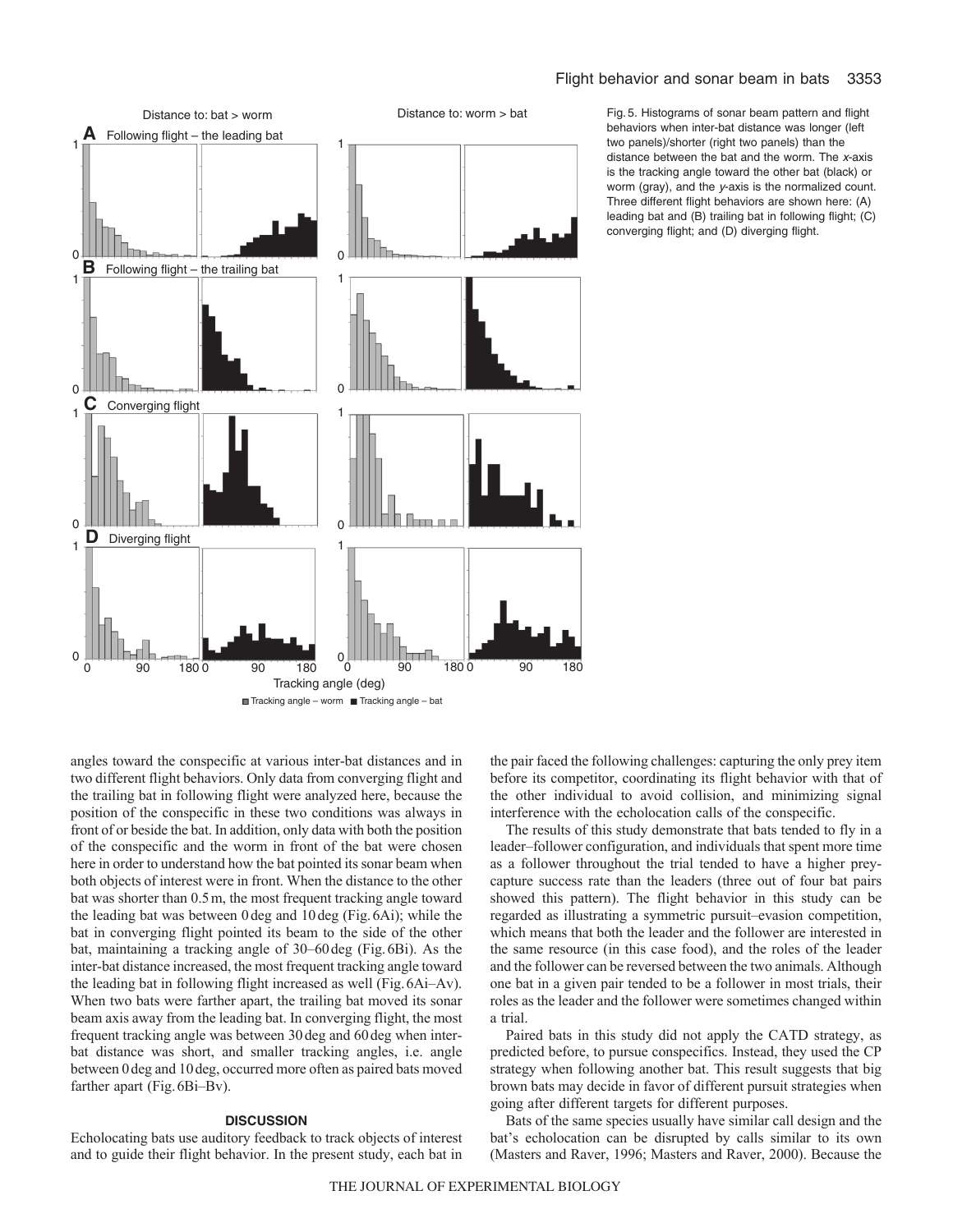Fig. 5. Histograms of sonar beam pattern and flight behaviors when inter-bat distance was longer (left two panels)/shorter (right two panels) than the distance between the bat and the worm. The *x*-axis is the tracking angle toward the other bat (black) or worm (gray), and the *y*-axis is the normalized count. Three different flight behaviors are shown here: (A) leading bat and (B) trailing bat in following flight; (C) converging flight; and (D) diverging flight.

angles toward the conspecific at various inter-bat distances and in two different flight behaviors. Only data from converging flight and the trailing bat in following flight were analyzed here, because the position of the conspecific in these two conditions was always in front of or beside the bat. In addition, only data with both the position of the conspecific and the worm in front of the bat were chosen here in order to understand how the bat pointed its sonar beam when both objects of interest were in front. When the distance to the other bat was shorter than 0.5 m, the most frequent tracking angle toward the leading bat was between 0 deg and 10 deg (Fig. 6Ai); while the bat in converging flight pointed its beam to the side of the other bat, maintaining a tracking angle of 30–60 deg (Fig. 6Bi). As the inter-bat distance increased, the most frequent tracking angle toward the leading bat in following flight increased as well (Fig. 6Ai–Av). When two bats were farther apart, the trailing bat moved its sonar beam axis away from the leading bat. In converging flight, the most frequent tracking angle was between 30 deg and 60 deg when inter-bat distance was short, and smaller tracking angles, i.e. angle between 0 deg and 10 deg, occurred more often as paired bats moved farther apart (Fig. 6Bi–Bv).

## DISCUSSION

Echolocating bats use auditory feedback to track objects of interest and to guide their flight behavior. In the present study, each bat in the pair faced the following challenges: capturing the only prey item before its competitor, coordinating its flight behavior with that of the other individual to avoid collision, and minimizing signal interference with the echolocation calls of the conspecific.

The results of this study demonstrate that bats tended to fly in a leader–follower configuration, and individuals that spent more time as a follower throughout the trial tended to have a higher prey-capture success rate than the leaders (three out of four bat pairs showed this pattern). The flight behavior in this study can be regarded as illustrating a symmetric pursuit–evasion competition, which means that both the leader and the follower are interested in the same resource (in this case food), and the roles of the leader and the follower can be reversed between the two animals. Although one bat in a given pair tended to be a follower in most trials, their roles as the leader and the follower were sometimes changed within a trial.

Paired bats in this study did not apply the CATD strategy, as predicted before, to pursue conspecifics. Instead, they used the CP strategy when following another bat. This result suggests that big brown bats may decide in favor of different pursuit strategies when going after different targets for different purposes.

Bats of the same species usually have similar call design and the bat's echolocation can be disrupted by calls similar to its own (Masters and Raver, 1996; Masters and Raver, 2000). Because the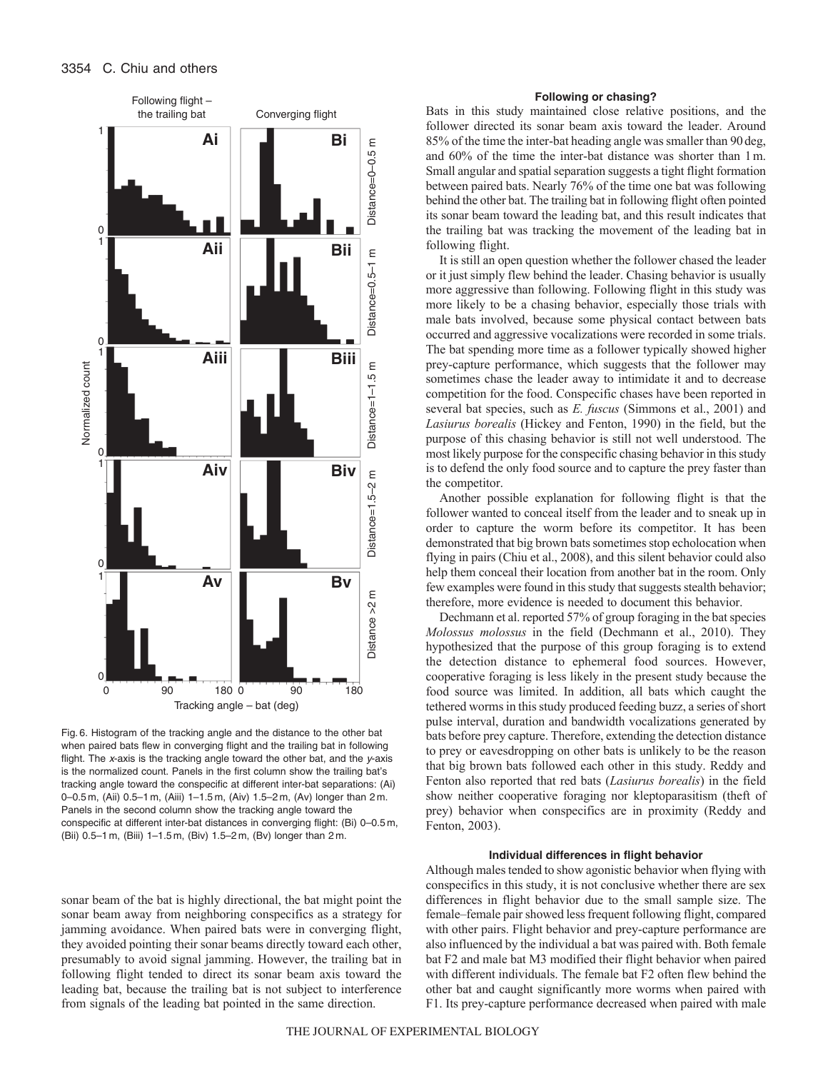Fig. 6. Histogram of the tracking angle and the distance to the other bat when paired bats flew in converging flight and the trailing bat in following flight. The *x*-axis is the tracking angle toward the other bat, and the *y*-axis is the normalized count. Panels in the first column show the trailing bat's tracking angle toward the conspecific at different inter-bat separations: (Ai) 0–0.5 m, (Aii) 0.5–1 m, (Aiii) 1–1.5 m, (Aiv) 1.5–2 m, (Av) longer than 2 m. Panels in the second column show the tracking angle toward the conspecific at different inter-bat distances in converging flight: (Bi) 0–0.5 m, (Bii) 0.5–1 m, (Biii) 1–1.5 m, (Biv) 1.5–2 m, (Bv) longer than 2 m.

sonar beam of the bat is highly directional, the bat might point the sonar beam away from neighboring conspecifics as a strategy for jamming avoidance. When paired bats were in converging flight, they avoided pointing their sonar beams directly toward each other, presumably to avoid signal jamming. However, the trailing bat in following flight tended to direct its sonar beam axis toward the leading bat, because the trailing bat is not subject to interference from signals of the leading bat pointed in the same direction.

### Following or chasing?

Bats in this study maintained close relative positions, and the follower directed its sonar beam axis toward the leader. Around 85% of the time the inter-bat heading angle was smaller than 90 deg, and 60% of the time the inter-bat distance was shorter than 1 m. Small angular and spatial separation suggests a tight flight formation between paired bats. Nearly 76% of the time one bat was following behind the other bat. The trailing bat in following flight often pointed its sonar beam toward the leading bat, and this result indicates that the trailing bat was tracking the movement of the leading bat in following flight.

It is still an open question whether the follower chased the leader or it just simply flew behind the leader. Chasing behavior is usually more aggressive than following. Following flight in this study was more likely to be a chasing behavior, especially those trials with male bats involved, because some physical contact between bats occurred and aggressive vocalizations were recorded in some trials. The bat spending more time as a follower typically showed higher prey-capture performance, which suggests that the follower may sometimes chase the leader away to intimidate it and to decrease competition for the food. Conspecific chases have been reported in several bat species, such as *E. fuscus* (Simmons et al., 2001) and *Lasiurus borealis* (Hickey and Fenton, 1990) in the field, but the purpose of this chasing behavior is still not well understood. The most likely purpose for the conspecific chasing behavior in this study is to defend the only food source and to capture the prey faster than the competitor.

Another possible explanation for following flight is that the follower wanted to conceal itself from the leader and to sneak up in order to capture the worm before its competitor. It has been demonstrated that big brown bats sometimes stop echolocation when flying in pairs (Chiu et al., 2008), and this silent behavior could also help them conceal their location from another bat in the room. Only few examples were found in this study that suggests stealth behavior; therefore, more evidence is needed to document this behavior.

Dechmann et al. reported 57% of group foraging in the bat species *Molossus molossus* in the field (Dechmann et al., 2010). They hypothesized that the purpose of this group foraging is to extend the detection distance to ephemeral food sources. However, cooperative foraging is less likely in the present study because the food source was limited. In addition, all bats which caught the tethered worms in this study produced feeding buzz, a series of short pulse interval, duration and bandwidth vocalizations generated by bats before prey capture. Therefore, extending the detection distance to prey or eavesdropping on other bats is unlikely to be the reason that big brown bats followed each other in this study. Reddy and Fenton also reported that red bats (*Lasiurus borealis*) in the field show neither cooperative foraging nor kleptoparasitism (theft of prey) behavior when conspecifics are in proximity (Reddy and Fenton, 2003).

### Individual differences in flight behavior

Although males tended to show agonistic behavior when flying with conspecifics in this study, it is not conclusive whether there are sex differences in flight behavior due to the small sample size. The female–female pair showed less frequent following flight, compared with other pairs. Flight behavior and prey-capture performance are also influenced by the individual a bat was paired with. Both female bat F2 and male bat M3 modified their flight behavior when paired with different individuals. The female bat F2 often flew behind the other bat and caught significantly more worms when paired with F1. Its prey-capture performance decreased when paired with male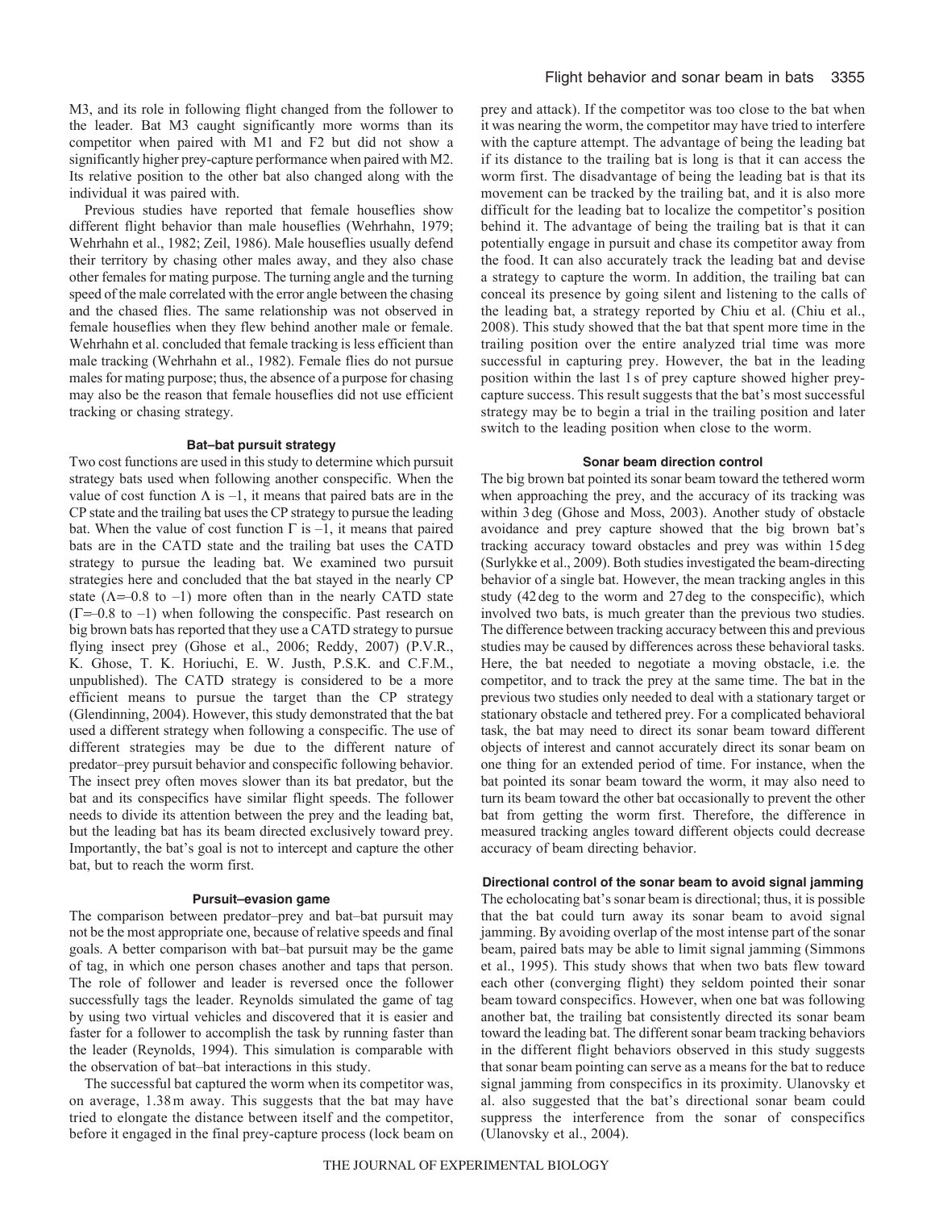M3, and its role in following flight changed from the follower to the leader. Bat M3 caught significantly more worms than its competitor when paired with M1 and F2 but did not show a significantly higher prey-capture performance when paired with M2. Its relative position to the other bat also changed along with the individual it was paired with.

Previous studies have reported that female houseflies show different flight behavior than male houseflies (Wehrhahn, 1979; Wehrhahn et al., 1982; Zeil, 1986). Male houseflies usually defend their territory by chasing other males away, and they also chase other females for mating purpose. The turning angle and the turning speed of the male correlated with the error angle between the chasing and the chased flies. The same relationship was not observed in female houseflies when they flew behind another male or female. Wehrhahn et al. concluded that female tracking is less efficient than male tracking (Wehrhahn et al., 1982). Female flies do not pursue males for mating purpose; thus, the absence of a purpose for chasing may also be the reason that female houseflies did not use efficient tracking or chasing strategy.

### Bat–bat pursuit strategy

Two cost functions are used in this study to determine which pursuit strategy bats used when following another conspecific. When the value of cost function $\Lambda$ is –1, it means that paired bats are in the CP state and the trailing bat uses the CP strategy to pursue the leading bat. When the value of cost function $\Gamma$ is –1, it means that paired bats are in the CATD state and the trailing bat uses the CATD strategy to pursue the leading bat. We examined two pursuit strategies here and concluded that the bat stayed in the nearly CP state ($\Lambda$=–0.8 to –1) more often than in the nearly CATD state ($\Gamma$=–0.8 to –1) when following the conspecific. Past research on big brown bats has reported that they use a CATD strategy to pursue flying insect prey (Ghose et al., 2006; Reddy, 2007) (P.V.R., K. Ghose, T. K. Horiuchi, E. W. Justh, P.S.K. and C.F.M., unpublished). The CATD strategy is considered to be a more efficient means to pursue the target than the CP strategy (Glendinning, 2004). However, this study demonstrated that the bat used a different strategy when following a conspecific. The use of different strategies may be due to the different nature of predator–prey pursuit behavior and conspecific following behavior. The insect prey often moves slower than its bat predator, but the bat and its conspecifics have similar flight speeds. The follower needs to divide its attention between the prey and the leading bat, but the leading bat has its beam directed exclusively toward prey. Importantly, the bat's goal is not to intercept and capture the other bat, but to reach the worm first.

### Pursuit–evasion game

The comparison between predator–prey and bat–bat pursuit may not be the most appropriate one, because of relative speeds and final goals. A better comparison with bat–bat pursuit may be the game of tag, in which one person chases another and taps that person. The role of follower and leader is reversed once the follower successfully tags the leader. Reynolds simulated the game of tag by using two virtual vehicles and discovered that it is easier and faster for a follower to accomplish the task by running faster than the leader (Reynolds, 1994). This simulation is comparable with the observation of bat–bat interactions in this study.

The successful bat captured the worm when its competitor was, on average, 1.38 m away. This suggests that the bat may have tried to elongate the distance between itself and the competitor, before it engaged in the final prey-capture process (lock beam on prey and attack). If the competitor was too close to the bat when it was nearing the worm, the competitor may have tried to interfere with the capture attempt. The advantage of being the leading bat if its distance to the trailing bat is long is that it can access the worm first. The disadvantage of being the leading bat is that its movement can be tracked by the trailing bat, and it is also more difficult for the leading bat to localize the competitor's position behind it. The advantage of being the trailing bat is that it can potentially engage in pursuit and chase its competitor away from the food. It can also accurately track the leading bat and devise a strategy to capture the worm. In addition, the trailing bat can conceal its presence by going silent and listening to the calls of the leading bat, a strategy reported by Chiu et al. (Chiu et al., 2008). This study showed that the bat that spent more time in the trailing position over the entire analyzed trial time was more successful in capturing prey. However, the bat in the leading position within the last 1 s of prey capture showed higher prey-capture success. This result suggests that the bat's most successful strategy may be to begin a trial in the trailing position and later switch to the leading position when close to the worm.

### Sonar beam direction control

The big brown bat pointed its sonar beam toward the tethered worm when approaching the prey, and the accuracy of its tracking was within 3 deg (Ghose and Moss, 2003). Another study of obstacle avoidance and prey capture showed that the big brown bat's tracking accuracy toward obstacles and prey was within 15 deg (Surlykke et al., 2009). Both studies investigated the beam-directing behavior of a single bat. However, the mean tracking angles in this study (42 deg to the worm and 27 deg to the conspecific), which involved two bats, is much greater than the previous two studies. The difference between tracking accuracy between this and previous studies may be caused by differences across these behavioral tasks. Here, the bat needed to negotiate a moving obstacle, i.e. the competitor, and to track the prey at the same time. The bat in the previous two studies only needed to deal with a stationary target or stationary obstacle and tethered prey. For a complicated behavioral task, the bat may need to direct its sonar beam toward different objects of interest and cannot accurately direct its sonar beam on one thing for an extended period of time. For instance, when the bat pointed its sonar beam toward the worm, it may also need to turn its beam toward the other bat occasionally to prevent the other bat from getting the worm first. Therefore, the difference in measured tracking angles toward different objects could decrease accuracy of beam directing behavior.

### Directional control of the sonar beam to avoid signal jamming

The echolocating bat's sonar beam is directional; thus, it is possible that the bat could turn away its sonar beam to avoid signal jamming. By avoiding overlap of the most intense part of the sonar beam, paired bats may be able to limit signal jamming (Simmons et al., 1995). This study shows that when two bats flew toward each other (converging flight) they seldom pointed their sonar beam toward conspecifics. However, when one bat was following another bat, the trailing bat consistently directed its sonar beam toward the leading bat. The different sonar beam tracking behaviors in the different flight behaviors observed in this study suggests that sonar beam pointing can serve as a means for the bat to reduce signal jamming from conspecifics in its proximity. Ulanovsky et al. also suggested that the bat's directional sonar beam could suppress the interference from the sonar of conspecifics (Ulanovsky et al., 2004).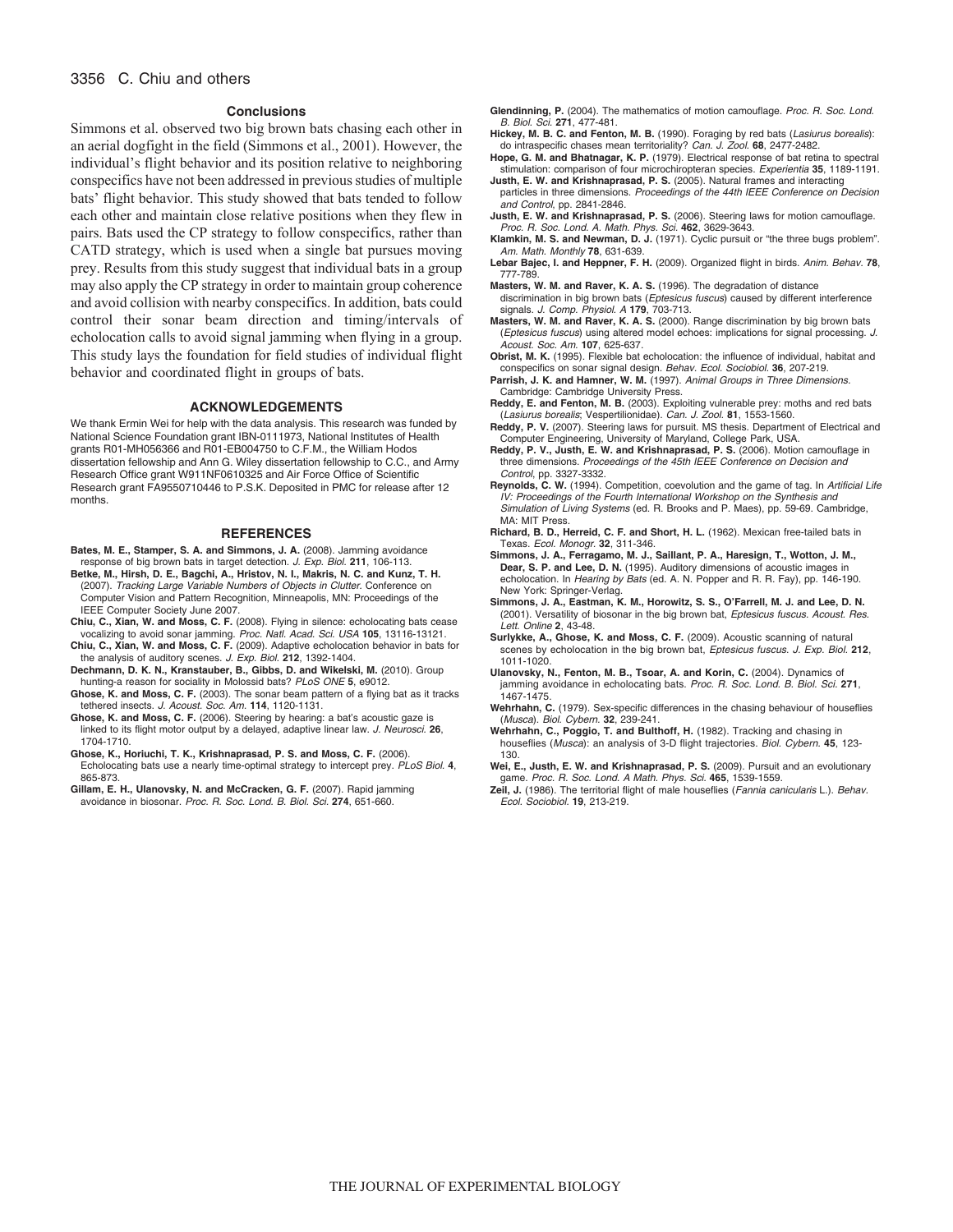## Conclusions

Simmons et al. observed two big brown bats chasing each other in an aerial dogfight in the field (Simmons et al., 2001). However, the individual's flight behavior and its position relative to neighboring conspecifics have not been addressed in previous studies of multiple bats' flight behavior. This study showed that bats tended to follow each other and maintain close relative positions when they flew in pairs. Bats used the CP strategy to follow conspecifics, rather than CATD strategy, which is used when a single bat pursues moving prey. Results from this study suggest that individual bats in a group may also apply the CP strategy in order to maintain group coherence and avoid collision with nearby conspecifics. In addition, bats could control their sonar beam direction and timing/intervals of echolocation calls to avoid signal jamming when flying in a group. This study lays the foundation for field studies of individual flight behavior and coordinated flight in groups of bats.

## ACKNOWLEDGEMENTS

We thank Ermin Wei for help with the data analysis. This research was funded by National Science Foundation grant IBN-0111973, National Institutes of Health grants R01-MH056366 and R01-EB004750 to C.F.M., the William Hodos dissertation fellowship and Ann G. Wiley dissertation fellowship to C.C., and Army Research Office grant W911NF0610325 and Air Force Office of Scientific Research grant FA9550710446 to P.S.K. Deposited in PMC for release after 12 months.

## REFERENCES

**Bates, M. E., Stamper, S. A. and Simmons, J. A.** (2008). Jamming avoidance response of big brown bats in target detection. *J. Exp. Biol.* **211**, 106-113.

**Betke, M., Hirsh, D. E., Bagchi, A., Hristov, N. I., Makris, N. C. and Kunz, T. H.** (2007). *Tracking Large Variable Numbers of Objects in Clutter.* Conference on Computer Vision and Pattern Recognition, Minneapolis, MN: Proceedings of the IEEE Computer Society June 2007.

**Chiu, C., Xian, W. and Moss, C. F.** (2008). Flying in silence: echolocating bats cease vocalizing to avoid sonar jamming. *Proc. Natl. Acad. Sci. USA* **105**, 13116-13121.

**Chiu, C., Xian, W. and Moss, C. F.** (2009). Adaptive echolocation behavior in bats for the analysis of auditory scenes. *J. Exp. Biol.* **212**, 1392-1404.

**Dechmann, D. K. N., Kranstauber, B., Gibbs, D. and Wikelski, M.** (2010). Group hunting-a reason for sociality in Molossid bats? *PLoS ONE* **5**, e9012.

**Ghose, K. and Moss, C. F.** (2003). The sonar beam pattern of a flying bat as it tracks tethered insects. *J. Acoust. Soc. Am.* **114**, 1120-1131.

**Ghose, K. and Moss, C. F.** (2006). Steering by hearing: a bat's acoustic gaze is linked to its flight motor output by a delayed, adaptive linear law. *J. Neurosci.* **26**, 1704-1710.

**Ghose, K., Horiuchi, T. K., Krishnaprasad, P. S. and Moss, C. F.** (2006). Echolocating bats use a nearly time-optimal strategy to intercept prey. *PLoS Biol.* **4**, 865-873.

**Gillam, E. H., Ulanovsky, N. and McCracken, G. F.** (2007). Rapid jamming avoidance in biosonar. *Proc. R. Soc. Lond. B. Biol. Sci.* **274**, 651-660.

**Glendinning, P.** (2004). The mathematics of motion camouflage. *Proc. R. Soc. Lond. B. Biol. Sci.* **271**, 477-481.

**Hickey, M. B. C. and Fenton, M. B.** (1990). Foraging by red bats (*Lasiurus borealis*): do intraspecific chases mean territoriality? *Can. J. Zool.* **68**, 2477-2482.

**Hope, G. M. and Bhatnagar, K. P.** (1979). Electrical response of bat retina to spectral stimulation: comparison of four microchiropteran species. *Experientia* **35**, 1189-1191.

**Justh, E. W. and Krishnaprasad, P. S.** (2005). Natural frames and interacting particles in three dimensions. *Proceedings of the 44th IEEE Conference on Decision and Control*, pp. 2841-2846.

**Justh, E. W. and Krishnaprasad, P. S.** (2006). Steering laws for motion camouflage. *Proc. R. Soc. Lond. A. Math. Phys. Sci.* **462**, 3629-3643.

**Klamkin, M. S. and Newman, D. J.** (1971). Cyclic pursuit or "the three bugs problem". *Am. Math. Monthly* **78**, 631-639.

**Lebar Bajec, I. and Heppner, F. H.** (2009). Organized flight in birds. *Anim. Behav.* **78**, 777-789.

**Masters, W. M. and Raver, K. A. S.** (1996). The degradation of distance discrimination in big brown bats (*Eptesicus fuscus*) caused by different interference signals. *J. Comp. Physiol. A* **179**, 703-713.

**Masters, W. M. and Raver, K. A. S.** (2000). Range discrimination by big brown bats (*Eptesicus fuscus*) using altered model echoes: implications for signal processing. *J. Acoust. Soc. Am.* **107**, 625-637.

**Obrist, M. K.** (1995). Flexible bat echolocation: the influence of individual, habitat and conspecifics on sonar signal design. *Behav. Ecol. Sociobiol.* **36**, 207-219.

**Parrish, J. K. and Hamner, W. M.** (1997). *Animal Groups in Three Dimensions.* Cambridge: Cambridge University Press.

**Reddy, E. and Fenton, M. B.** (2003). Exploiting vulnerable prey: moths and red bats (*Lasiurus borealis*; Vespertilionidae). *Can. J. Zool.* **81**, 1553-1560.

**Reddy, P. V.** (2007). Steering laws for pursuit. MS thesis. Department of Electrical and Computer Engineering, University of Maryland, College Park, USA.

**Reddy, P. V., Justh, E. W. and Krishnaprasad, P. S.** (2006). Motion camouflage in three dimensions. *Proceedings of the 45th IEEE Conference on Decision and Control*, pp. 3327-3332.

**Reynolds, C. W.** (1994). Competition, coevolution and the game of tag. In *Artificial Life IV: Proceedings of the Fourth International Workshop on the Synthesis and Simulation of Living Systems* (ed. R. Brooks and P. Maes), pp. 59-69. Cambridge, MA: MIT Press.

**Richard, B. D., Herreid, C. F. and Short, H. L.** (1962). Mexican free-tailed bats in Texas. *Ecol. Monogr.* **32**, 311-346.

**Simmons, J. A., Ferragamo, M. J., Saillant, P. A., Haresign, T., Wotton, J. M., Dear, S. P. and Lee, D. N.** (1995). Auditory dimensions of acoustic images in echolocation. In *Hearing by Bats* (ed. A. N. Popper and R. R. Fay), pp. 146-190. New York: Springer-Verlag.

**Simmons, J. A., Eastman, K. M., Horowitz, S. S., O'Farrell, M. J. and Lee, D. N.** (2001). Versatility of biosonar in the big brown bat, *Eptesicus fuscus*. *Acoust. Res. Lett. Online* **2**, 43-48.

**Surlykke, A., Ghose, K. and Moss, C. F.** (2009). Acoustic scanning of natural scenes by echolocation in the big brown bat, *Eptesicus fuscus*. *J. Exp. Biol.* **212**, 1011-1020.

**Ulanovsky, N., Fenton, M. B., Tsoar, A. and Korin, C.** (2004). Dynamics of jamming avoidance in echolocating bats. *Proc. R. Soc. Lond. B. Biol. Sci.* **271**, 1467-1475.

**Wehrhahn, C.** (1979). Sex-specific differences in the chasing behaviour of houseflies (*Musca*). *Biol. Cybern.* **32**, 239-241.

**Wehrhahn, C., Poggio, T. and Bulthoff, H.** (1982). Tracking and chasing in houseflies (*Musca*): an analysis of 3-D flight trajectories. *Biol. Cybern.* **45**, 123-130.

**Wei, E., Justh, E. W. and Krishnaprasad, P. S.** (2009). Pursuit and an evolutionary game. *Proc. R. Soc. Lond. A Math. Phys. Sci.* **465**, 1539-1559.

**Zeil, J.** (1986). The territorial flight of male houseflies (*Fannia canicularis* L.). *Behav. Ecol. Sociobiol.* **19**, 213-219.